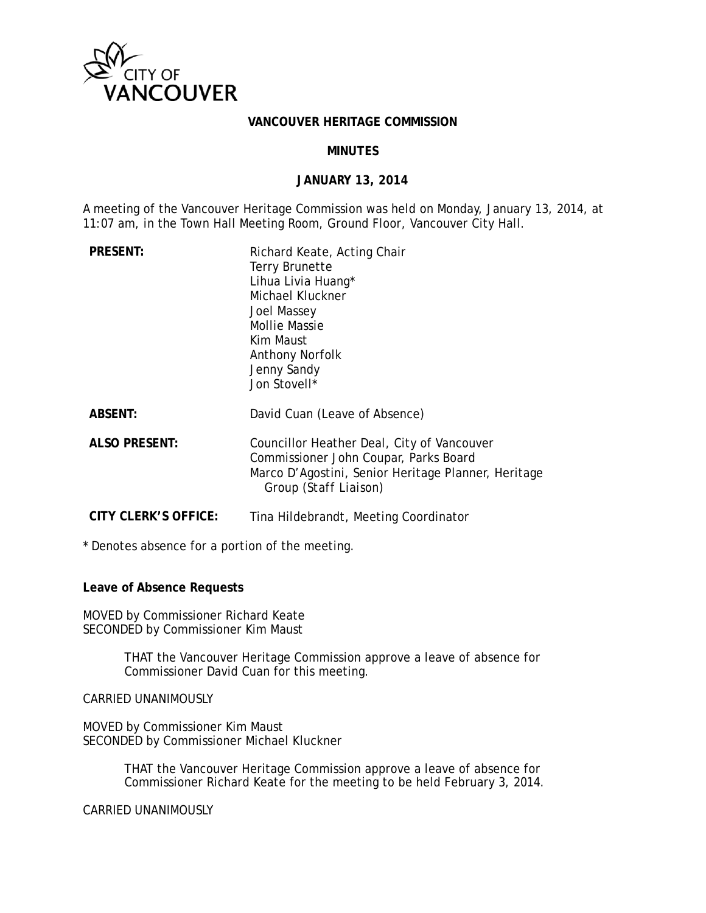CITY OF VANCOUVER

# VANCOUVER HERITAGE COMMISSION

## MINUTES

## JANUARY 13, 2014

A meeting of the Vancouver Heritage Commission was held on Monday, January 13, 2014, at 11:07 am, in the Town Hall Meeting Room, Ground Floor, Vancouver City Hall.

| | |
|---|---|
| **PRESENT:** | Richard Keate, Acting Chair<br>Terry Brunette<br>Lihua Livia Huang*<br>Michael Kluckner<br>Joel Massey<br>Mollie Massie<br>Kim Maust<br>Anthony Norfolk<br>Jenny Sandy<br>Jon Stovell* |
| **ABSENT:** | David Cuan (Leave of Absence) |
| **ALSO PRESENT:** | Councillor Heather Deal, City of Vancouver<br>Commissioner John Coupar, Parks Board<br>Marco D'Agostini, Senior Heritage Planner, Heritage Group (Staff Liaison) |
| **CITY CLERK'S OFFICE:** | Tina Hildebrandt, Meeting Coordinator |

\* Denotes absence for a portion of the meeting.

**Leave of Absence Requests**

MOVED by Commissioner Richard Keate
SECONDED by Commissioner Kim Maust

> THAT the Vancouver Heritage Commission approve a leave of absence for Commissioner David Cuan for this meeting.

CARRIED UNANIMOUSLY

MOVED by Commissioner Kim Maust
SECONDED by Commissioner Michael Kluckner

> THAT the Vancouver Heritage Commission approve a leave of absence for Commissioner Richard Keate for the meeting to be held February 3, 2014.

CARRIED UNANIMOUSLY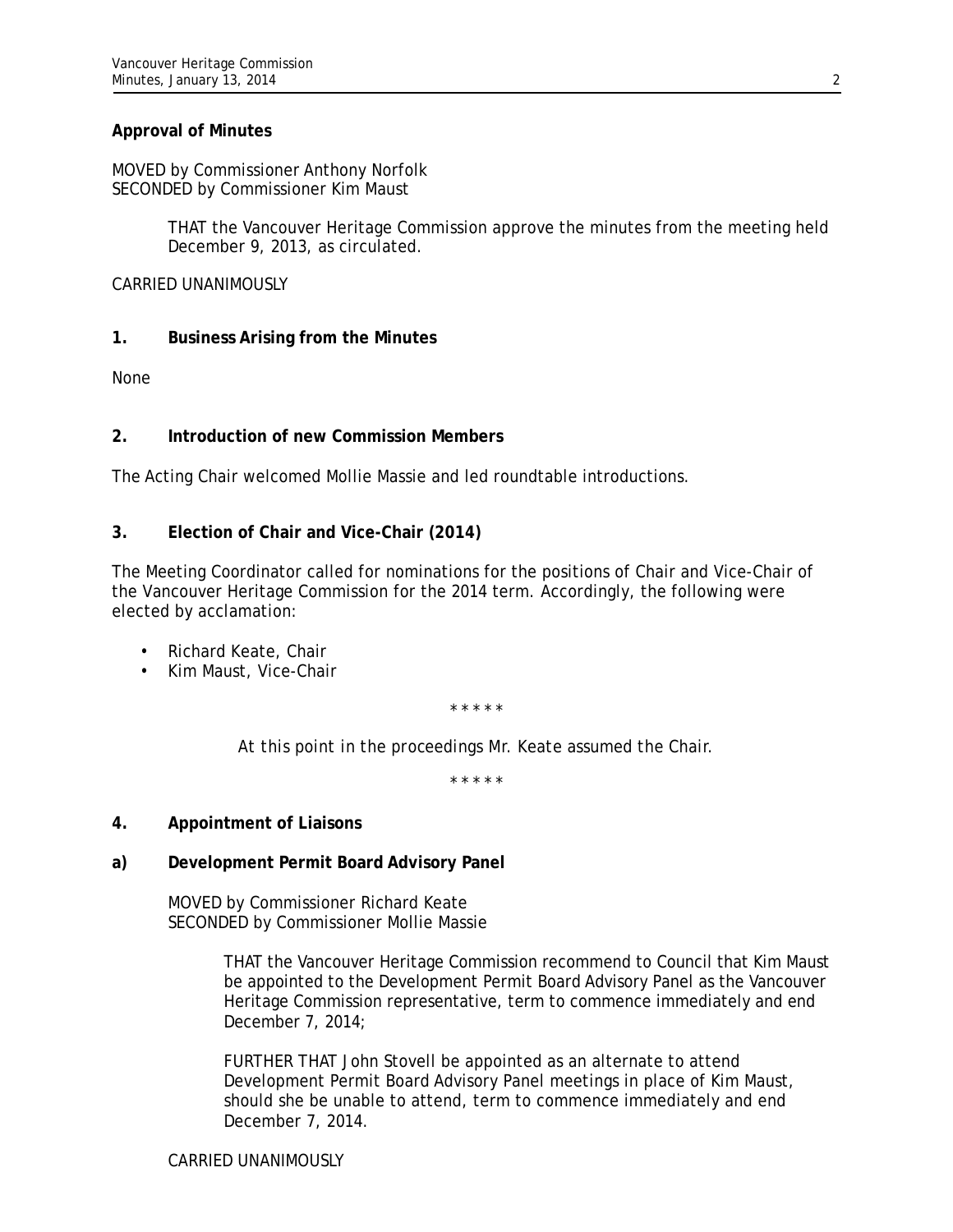**Approval of Minutes**

MOVED by Commissioner Anthony Norfolk
SECONDED by Commissioner Kim Maust

> THAT the Vancouver Heritage Commission approve the minutes from the meeting held December 9, 2013, as circulated.

CARRIED UNANIMOUSLY

**1. Business Arising from the Minutes**

None

**2. Introduction of new Commission Members**

The Acting Chair welcomed Mollie Massie and led roundtable introductions.

**3. Election of Chair and Vice-Chair (2014)**

The Meeting Coordinator called for nominations for the positions of Chair and Vice-Chair of the Vancouver Heritage Commission for the 2014 term. Accordingly, the following were elected by acclamation:

- Richard Keate, Chair
- Kim Maust, Vice-Chair

* * * * *

*At this point in the proceedings Mr. Keate assumed the Chair.*

* * * * *

**4. Appointment of Liaisons**

**a) Development Permit Board Advisory Panel**

MOVED by Commissioner Richard Keate
SECONDED by Commissioner Mollie Massie

> THAT the Vancouver Heritage Commission recommend to Council that Kim Maust be appointed to the Development Permit Board Advisory Panel as the Vancouver Heritage Commission representative, term to commence immediately and end December 7, 2014;
>
> FURTHER THAT John Stovell be appointed as an alternate to attend Development Permit Board Advisory Panel meetings in place of Kim Maust, should she be unable to attend, term to commence immediately and end December 7, 2014.

CARRIED UNANIMOUSLY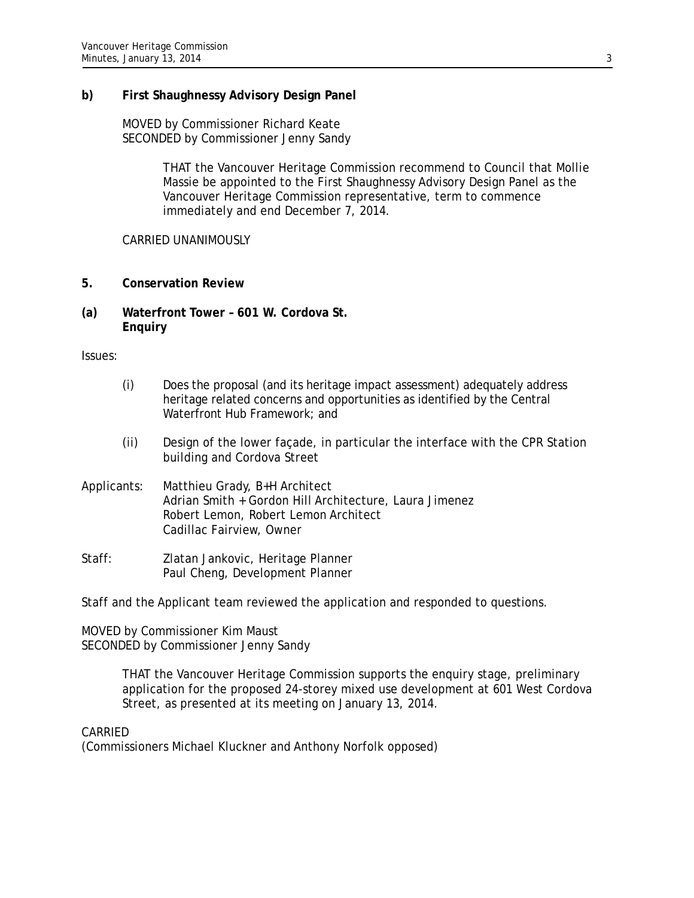**b) First Shaughnessy Advisory Design Panel**

MOVED by Commissioner Richard Keate
SECONDED by Commissioner Jenny Sandy

> THAT the Vancouver Heritage Commission recommend to Council that Mollie Massie be appointed to the First Shaughnessy Advisory Design Panel as the Vancouver Heritage Commission representative, term to commence immediately and end December 7, 2014.

CARRIED UNANIMOUSLY

## 5. Conservation Review

### (a) Waterfront Tower – 601 W. Cordova St. Enquiry

Issues:

(i) Does the proposal (and its heritage impact assessment) adequately address heritage related concerns and opportunities as identified by the Central Waterfront Hub Framework; and

(ii) Design of the lower façade, in particular the interface with the CPR Station building and Cordova Street

Applicants: Matthieu Grady, B+H Architect
Adrian Smith + Gordon Hill Architecture, Laura Jimenez
Robert Lemon, Robert Lemon Architect
Cadillac Fairview, Owner

Staff: Zlatan Jankovic, Heritage Planner
Paul Cheng, Development Planner

Staff and the Applicant team reviewed the application and responded to questions.

MOVED by Commissioner Kim Maust
SECONDED by Commissioner Jenny Sandy

> THAT the Vancouver Heritage Commission supports the enquiry stage, preliminary application for the proposed 24-storey mixed use development at 601 West Cordova Street, as presented at its meeting on January 13, 2014.

CARRIED
(Commissioners Michael Kluckner and Anthony Norfolk opposed)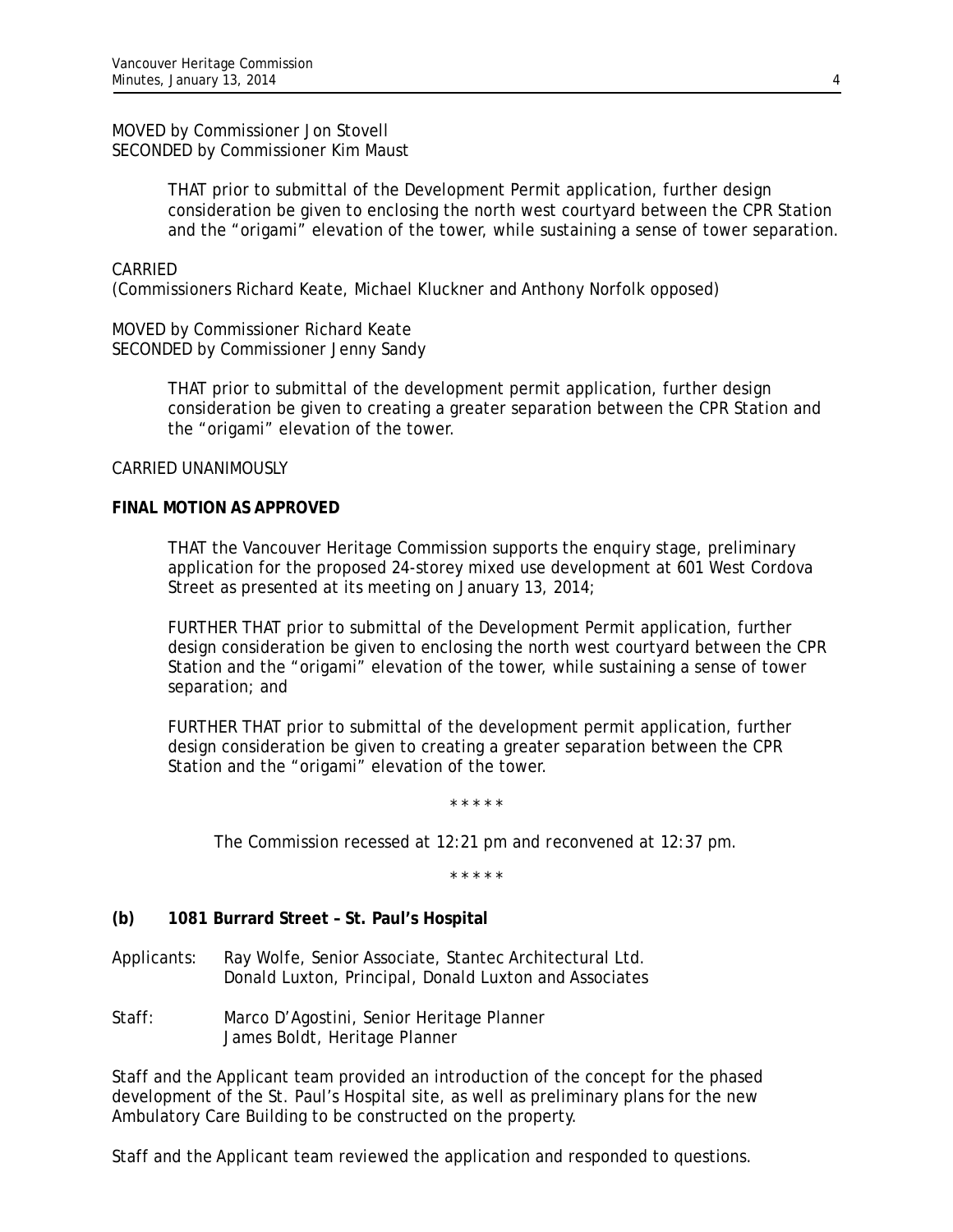MOVED by Commissioner Jon Stovell
SECONDED by Commissioner Kim Maust

> THAT prior to submittal of the Development Permit application, further design consideration be given to enclosing the north west courtyard between the CPR Station and the "origami" elevation of the tower, while sustaining a sense of tower separation.

CARRIED
(Commissioners Richard Keate, Michael Kluckner and Anthony Norfolk opposed)

MOVED by Commissioner Richard Keate
SECONDED by Commissioner Jenny Sandy

> THAT prior to submittal of the development permit application, further design consideration be given to creating a greater separation between the CPR Station and the "origami" elevation of the tower.

CARRIED UNANIMOUSLY

**FINAL MOTION AS APPROVED**

> THAT the Vancouver Heritage Commission supports the enquiry stage, preliminary application for the proposed 24-storey mixed use development at 601 West Cordova Street as presented at its meeting on January 13, 2014;
>
> FURTHER THAT prior to submittal of the Development Permit application, further design consideration be given to enclosing the north west courtyard between the CPR Station and the "origami" elevation of the tower, while sustaining a sense of tower separation; and
>
> FURTHER THAT prior to submittal of the development permit application, further design consideration be given to creating a greater separation between the CPR Station and the "origami" elevation of the tower.

\* \* \* \* \*

The Commission recessed at 12:21 pm and reconvened at 12:37 pm.

\* \* \* \* \*

**(b) 1081 Burrard Street – St. Paul's Hospital**

Applicants: Ray Wolfe, Senior Associate, Stantec Architectural Ltd.
Donald Luxton, Principal, Donald Luxton and Associates

Staff: Marco D'Agostini, Senior Heritage Planner
James Boldt, Heritage Planner

Staff and the Applicant team provided an introduction of the concept for the phased development of the St. Paul's Hospital site, as well as preliminary plans for the new Ambulatory Care Building to be constructed on the property.

Staff and the Applicant team reviewed the application and responded to questions.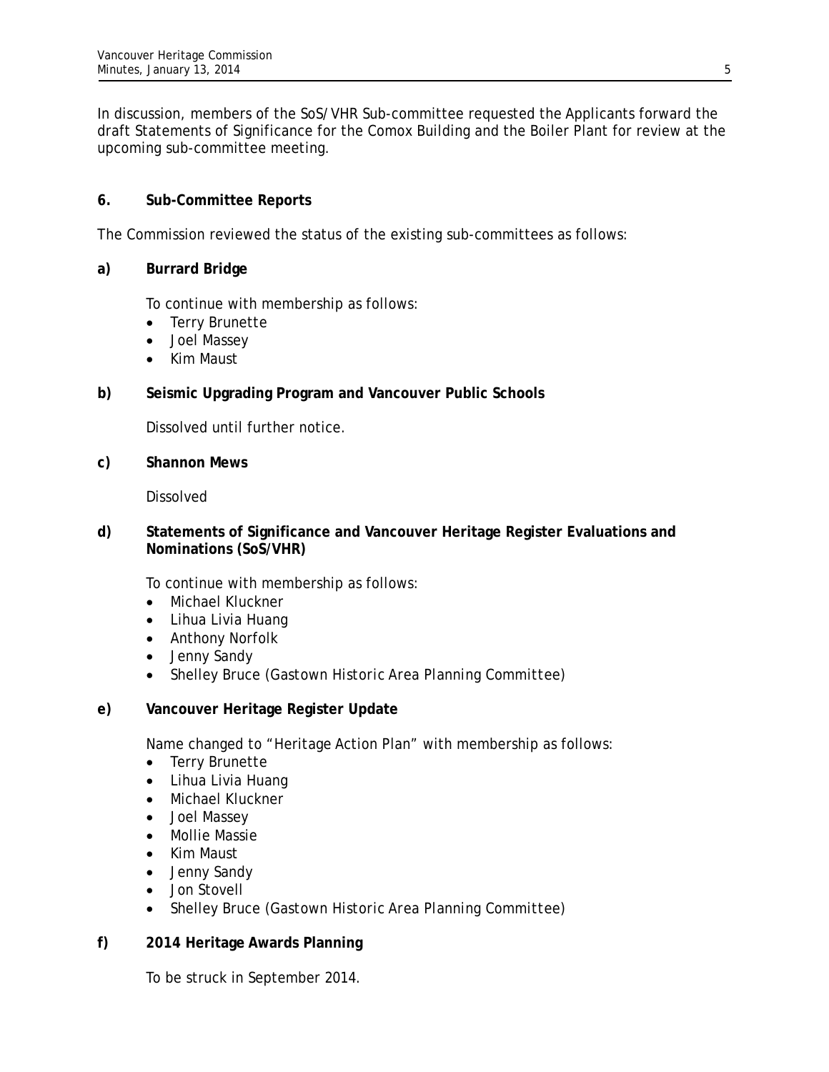In discussion, members of the SoS/VHR Sub-committee requested the Applicants forward the draft Statements of Significance for the Comox Building and the Boiler Plant for review at the upcoming sub-committee meeting.

## 6. Sub-Committee Reports

The Commission reviewed the status of the existing sub-committees as follows:

### a) Burrard Bridge

To continue with membership as follows:

- Terry Brunette
- Joel Massey
- Kim Maust

### b) Seismic Upgrading Program and Vancouver Public Schools

Dissolved until further notice.

### c) Shannon Mews

Dissolved

### d) Statements of Significance and Vancouver Heritage Register Evaluations and Nominations (SoS/VHR)

To continue with membership as follows:

- Michael Kluckner
- Lihua Livia Huang
- Anthony Norfolk
- Jenny Sandy
- Shelley Bruce (Gastown Historic Area Planning Committee)

### e) Vancouver Heritage Register Update

Name changed to "Heritage Action Plan" with membership as follows:

- Terry Brunette
- Lihua Livia Huang
- Michael Kluckner
- Joel Massey
- Mollie Massie
- Kim Maust
- Jenny Sandy
- Jon Stovell
- Shelley Bruce (Gastown Historic Area Planning Committee)

### f) 2014 Heritage Awards Planning

To be struck in September 2014.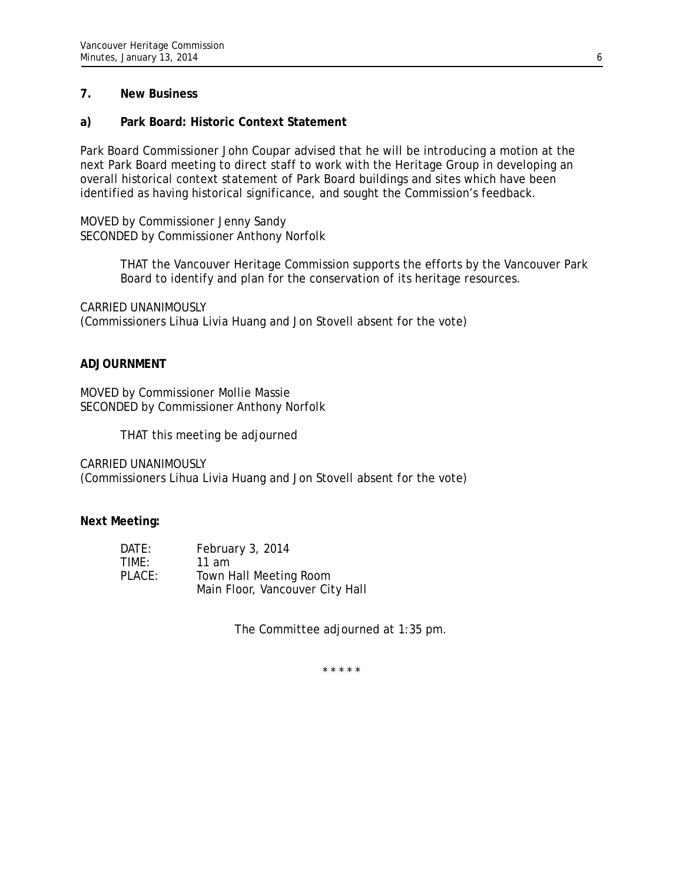## 7. New Business

### a) Park Board: Historic Context Statement

Park Board Commissioner John Coupar advised that he will be introducing a motion at the next Park Board meeting to direct staff to work with the Heritage Group in developing an overall historical context statement of Park Board buildings and sites which have been identified as having historical significance, and sought the Commission's feedback.

MOVED by Commissioner Jenny Sandy
SECONDED by Commissioner Anthony Norfolk

> THAT the Vancouver Heritage Commission supports the efforts by the Vancouver Park Board to identify and plan for the conservation of its heritage resources.

CARRIED UNANIMOUSLY
(Commissioners Lihua Livia Huang and Jon Stovell absent for the vote)

## ADJOURNMENT

MOVED by Commissioner Mollie Massie
SECONDED by Commissioner Anthony Norfolk

> THAT this meeting be adjourned

CARRIED UNANIMOUSLY
(Commissioners Lihua Livia Huang and Jon Stovell absent for the vote)

**Next Meeting:**

| | |
|---|---|
| DATE: | February 3, 2014 |
| TIME: | 11 am |
| PLACE: | Town Hall Meeting Room<br>Main Floor, Vancouver City Hall |

The Committee adjourned at 1:35 pm.

\* \* \* \* \*